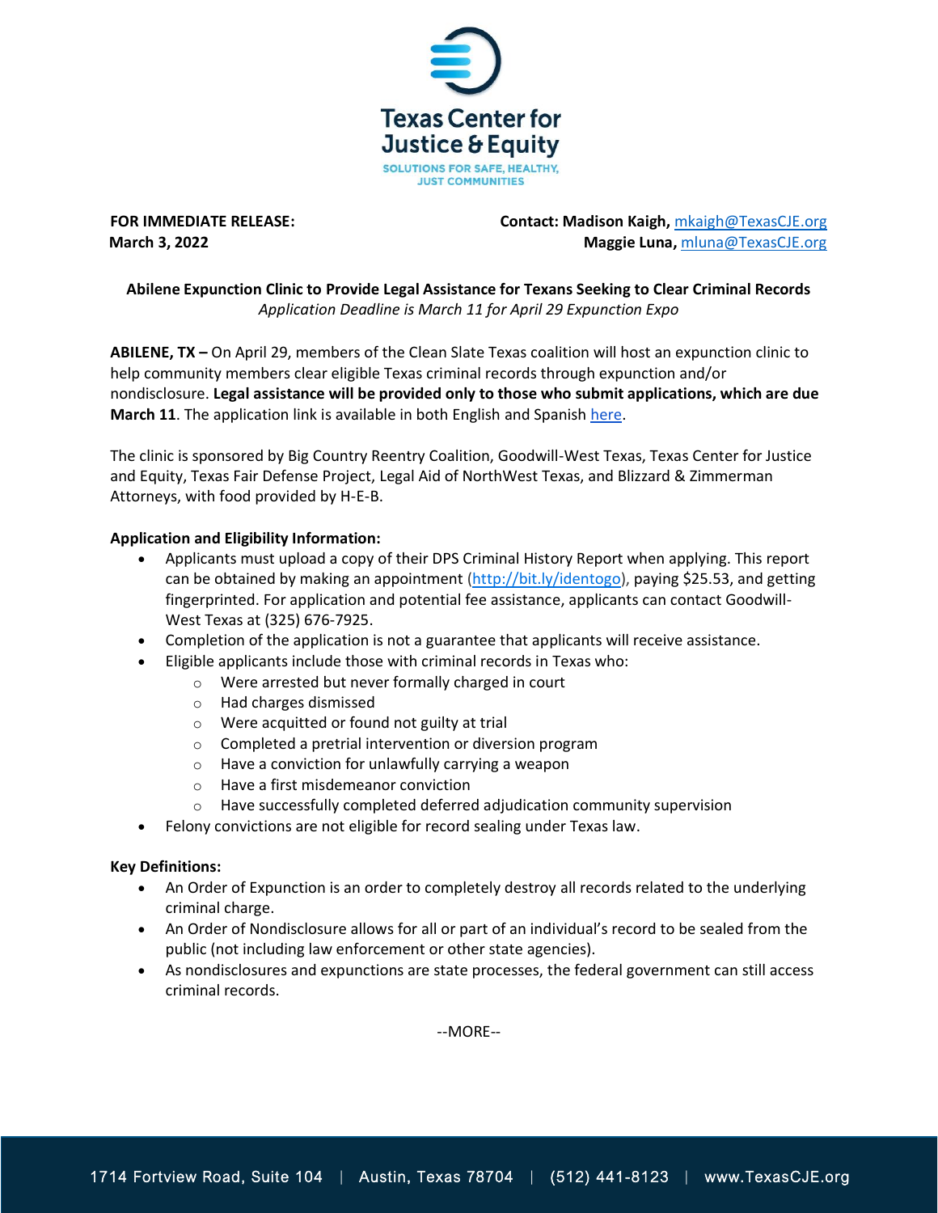Texas Center for Justice & Equity

SOLUTIONS FOR SAFE, HEALTHY, JUST COMMUNITIES

**FOR IMMEDIATE RELEASE:**
**March 3, 2022**

**Contact: Madison Kaigh,** mkaigh@TexasCJE.org
**Maggie Luna,** mluna@TexasCJE.org

**Abilene Expunction Clinic to Provide Legal Assistance for Texans Seeking to Clear Criminal Records**

*Application Deadline is March 11 for April 29 Expunction Expo*

**ABILENE, TX –** On April 29, members of the Clean Slate Texas coalition will host an expunction clinic to help community members clear eligible Texas criminal records through expunction and/or nondisclosure. **Legal assistance will be provided only to those who submit applications, which are due March 11**. The application link is available in both English and Spanish here.

The clinic is sponsored by Big Country Reentry Coalition, Goodwill-West Texas, Texas Center for Justice and Equity, Texas Fair Defense Project, Legal Aid of NorthWest Texas, and Blizzard & Zimmerman Attorneys, with food provided by H-E-B.

**Application and Eligibility Information:**

- Applicants must upload a copy of their DPS Criminal History Report when applying. This report can be obtained by making an appointment (http://bit.ly/identogo), paying $25.53, and getting fingerprinted. For application and potential fee assistance, applicants can contact Goodwill-West Texas at (325) 676-7925.
- Completion of the application is not a guarantee that applicants will receive assistance.
- Eligible applicants include those with criminal records in Texas who:
  - Were arrested but never formally charged in court
  - Had charges dismissed
  - Were acquitted or found not guilty at trial
  - Completed a pretrial intervention or diversion program
  - Have a conviction for unlawfully carrying a weapon
  - Have a first misdemeanor conviction
  - Have successfully completed deferred adjudication community supervision
- Felony convictions are not eligible for record sealing under Texas law.

**Key Definitions:**

- An Order of Expunction is an order to completely destroy all records related to the underlying criminal charge.
- An Order of Nondisclosure allows for all or part of an individual's record to be sealed from the public (not including law enforcement or other state agencies).
- As nondisclosures and expunctions are state processes, the federal government can still access criminal records.

--MORE--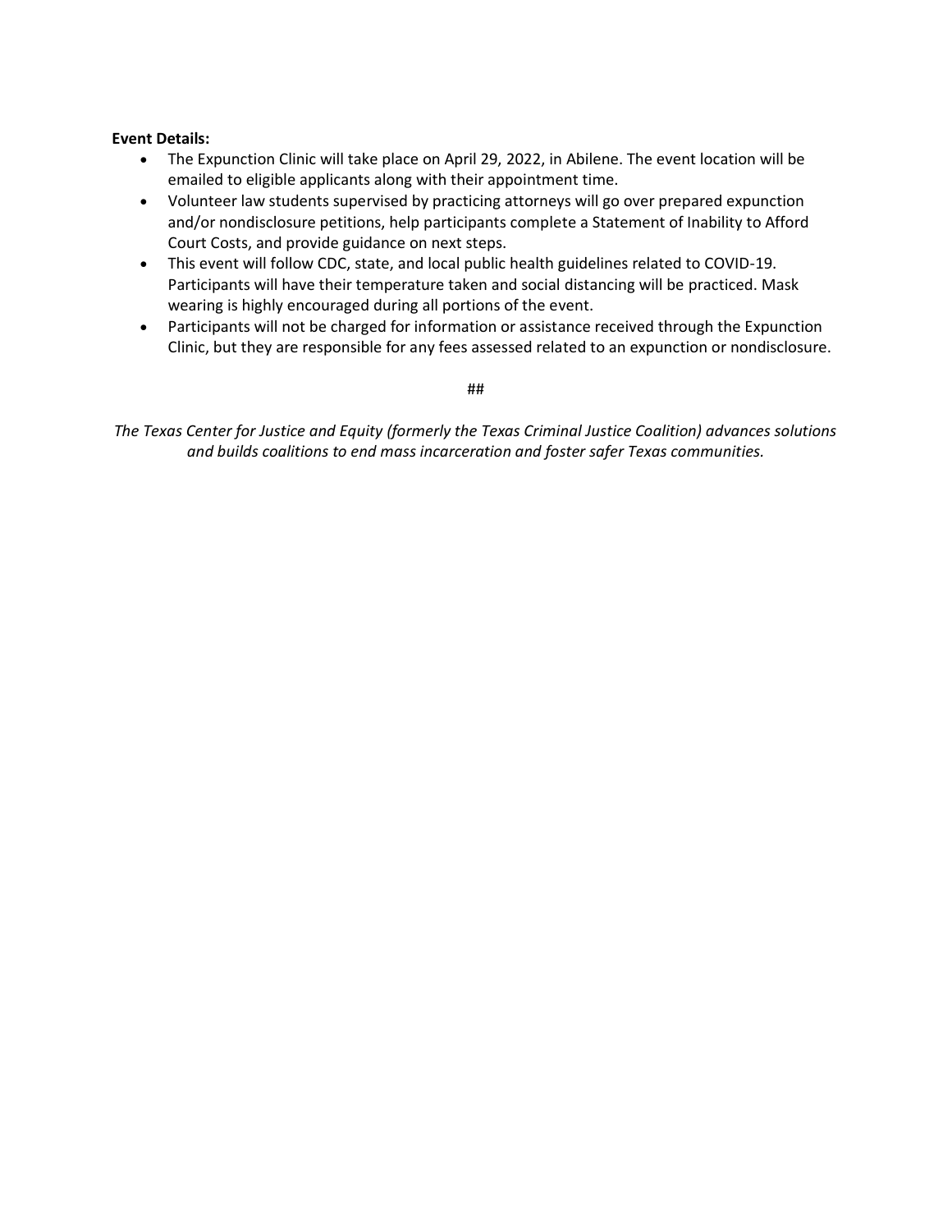**Event Details:**

- The Expunction Clinic will take place on April 29, 2022, in Abilene. The event location will be emailed to eligible applicants along with their appointment time.
- Volunteer law students supervised by practicing attorneys will go over prepared expunction and/or nondisclosure petitions, help participants complete a Statement of Inability to Afford Court Costs, and provide guidance on next steps.
- This event will follow CDC, state, and local public health guidelines related to COVID-19. Participants will have their temperature taken and social distancing will be practiced. Mask wearing is highly encouraged during all portions of the event.
- Participants will not be charged for information or assistance received through the Expunction Clinic, but they are responsible for any fees assessed related to an expunction or nondisclosure.

##

*The Texas Center for Justice and Equity (formerly the Texas Criminal Justice Coalition) advances solutions and builds coalitions to end mass incarceration and foster safer Texas communities.*